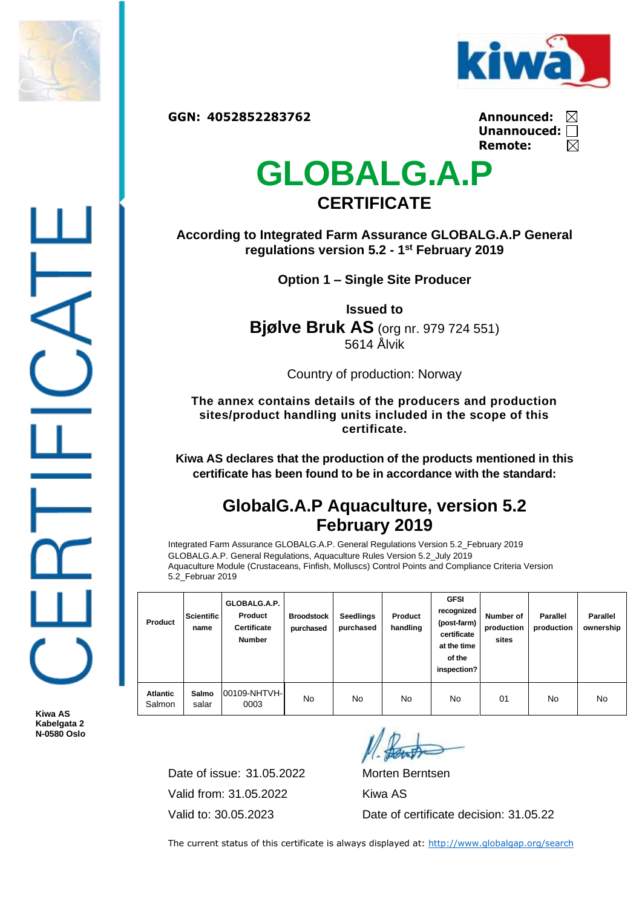GGN: 4052852283762

**Announced:** ☒
**Unannouced:** ☐
**Remote:** ☒

# GLOBALG.A.P

## CERTIFICATE

**According to Integrated Farm Assurance GLOBALG.A.P General regulations version 5.2 - 1st February 2019**

**Option 1 – Single Site Producer**

**Issued to**

**Bjølve Bruk AS** (org nr. 979 724 551)
5614 Ålvik

Country of production: Norway

**The annex contains details of the producers and production sites/product handling units included in the scope of this certificate.**

**Kiwa AS declares that the production of the products mentioned in this certificate has been found to be in accordance with the standard:**

## GlobalG.A.P Aquaculture, version 5.2 February 2019

Integrated Farm Assurance GLOBALG.A.P. General Regulations Version 5.2_February 2019
GLOBALG.A.P. General Regulations, Aquaculture Rules Version 5.2_July 2019
Aquaculture Module (Crustaceans, Finfish, Molluscs) Control Points and Compliance Criteria Version 5.2_Februar 2019

| Product | Scientific name | GLOBALG.A.P. Product Certificate Number | Broodstock purchased | Seedlings purchased | Product handling | GFSI recognized (post-farm) certificate at the time of the inspection? | Number of production sites | Parallel production | Parallel ownership |
|---|---|---|---|---|---|---|---|---|---|
| **Atlantic** Salmon | **Salmo** salar | 00109-NHTVH-0003 | No | No | No | No | 01 | No | No |

Date of issue: 31.05.2022
Valid from: 31.05.2022
Valid to: 30.05.2023

Morten Berntsen
Kiwa AS
Date of certificate decision: 31.05.22

The current status of this certificate is always displayed at: http://www.globalgap.org/search

**Kiwa AS**
**Kabelgata 2**
**N-0580 Oslo**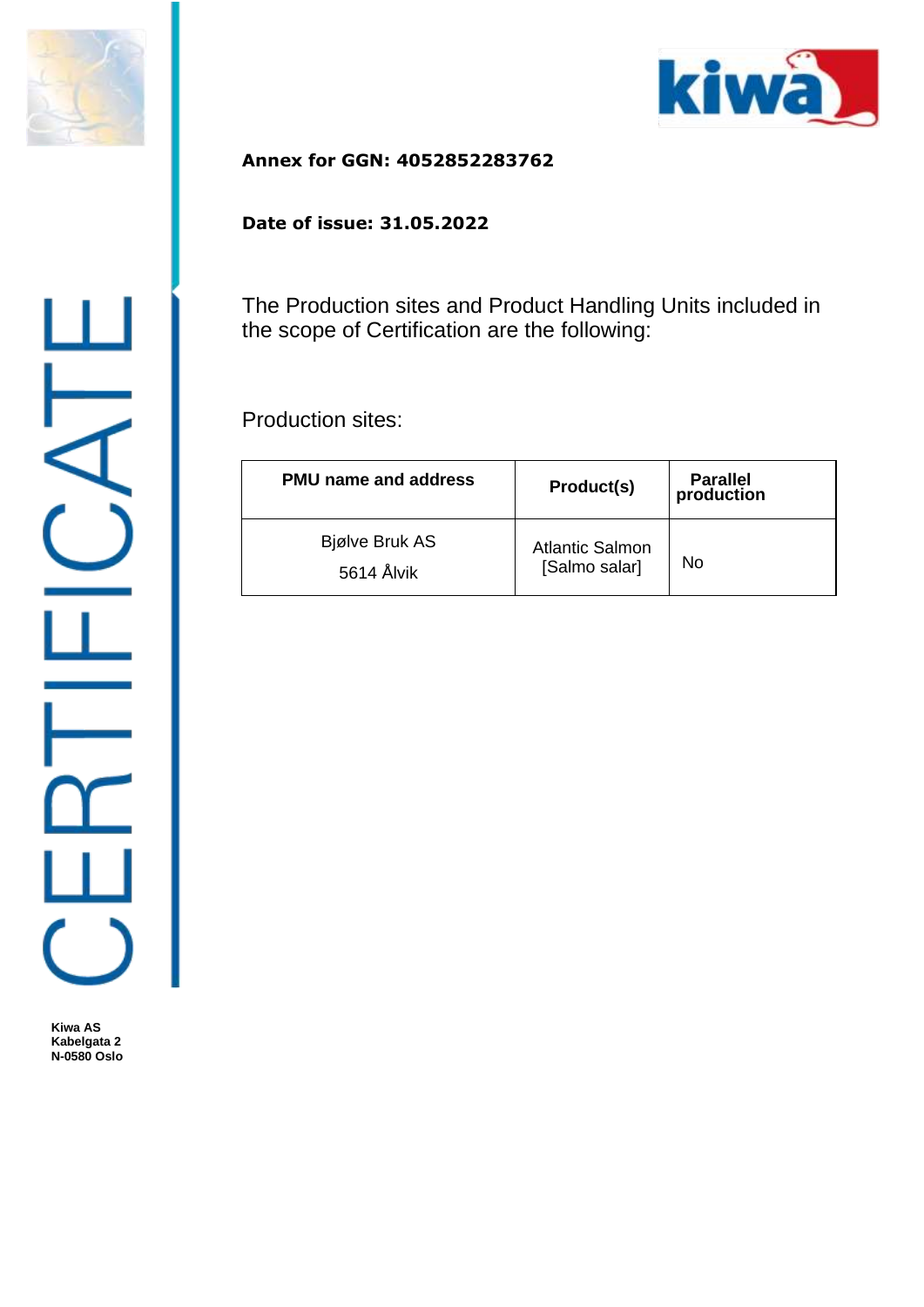**Annex for GGN: 4052852283762**

**Date of issue: 31.05.2022**

The Production sites and Product Handling Units included in the scope of Certification are the following:

Production sites:

| PMU name and address | Product(s) | Parallel production |
|---|---|---|
| Bjølve Bruk AS<br>5614 Ålvik | Atlantic Salmon [Salmo salar] | No |

CERTIFICATE

**Kiwa AS**
**Kabelgata 2**
**N-0580 Oslo**